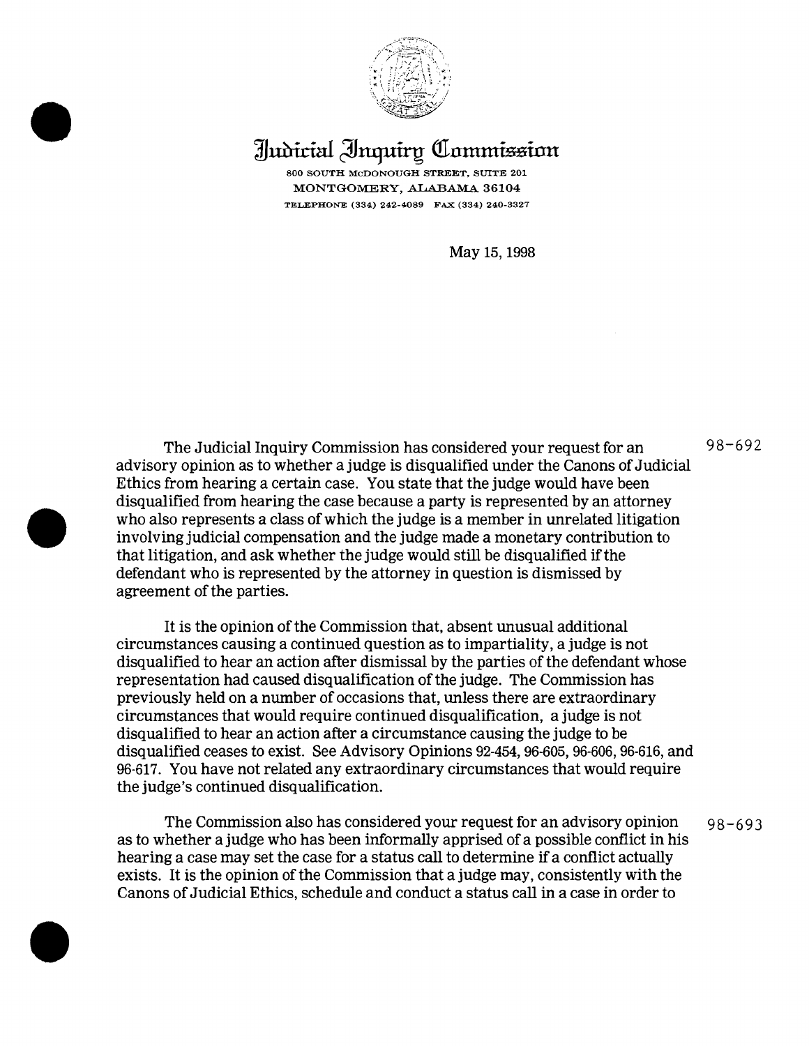# Judicial Inquiry Commission

800 SOUTH McDONOUGH STREET, SUITE 201
MONTGOMERY, ALABAMA 36104
TELEPHONE (334) 242-4089 FAX (334) 240-3327

May 15, 1998

98-692

The Judicial Inquiry Commission has considered your request for an advisory opinion as to whether a judge is disqualified under the Canons of Judicial Ethics from hearing a certain case. You state that the judge would have been disqualified from hearing the case because a party is represented by an attorney who also represents a class of which the judge is a member in unrelated litigation involving judicial compensation and the judge made a monetary contribution to that litigation, and ask whether the judge would still be disqualified if the defendant who is represented by the attorney in question is dismissed by agreement of the parties.

It is the opinion of the Commission that, absent unusual additional circumstances causing a continued question as to impartiality, a judge is not disqualified to hear an action after dismissal by the parties of the defendant whose representation had caused disqualification of the judge. The Commission has previously held on a number of occasions that, unless there are extraordinary circumstances that would require continued disqualification, a judge is not disqualified to hear an action after a circumstance causing the judge to be disqualified ceases to exist. See Advisory Opinions 92-454, 96-605, 96-606, 96-616, and 96-617. You have not related any extraordinary circumstances that would require the judge's continued disqualification.

98-693

The Commission also has considered your request for an advisory opinion as to whether a judge who has been informally apprised of a possible conflict in his hearing a case may set the case for a status call to determine if a conflict actually exists. It is the opinion of the Commission that a judge may, consistently with the Canons of Judicial Ethics, schedule and conduct a status call in a case in order to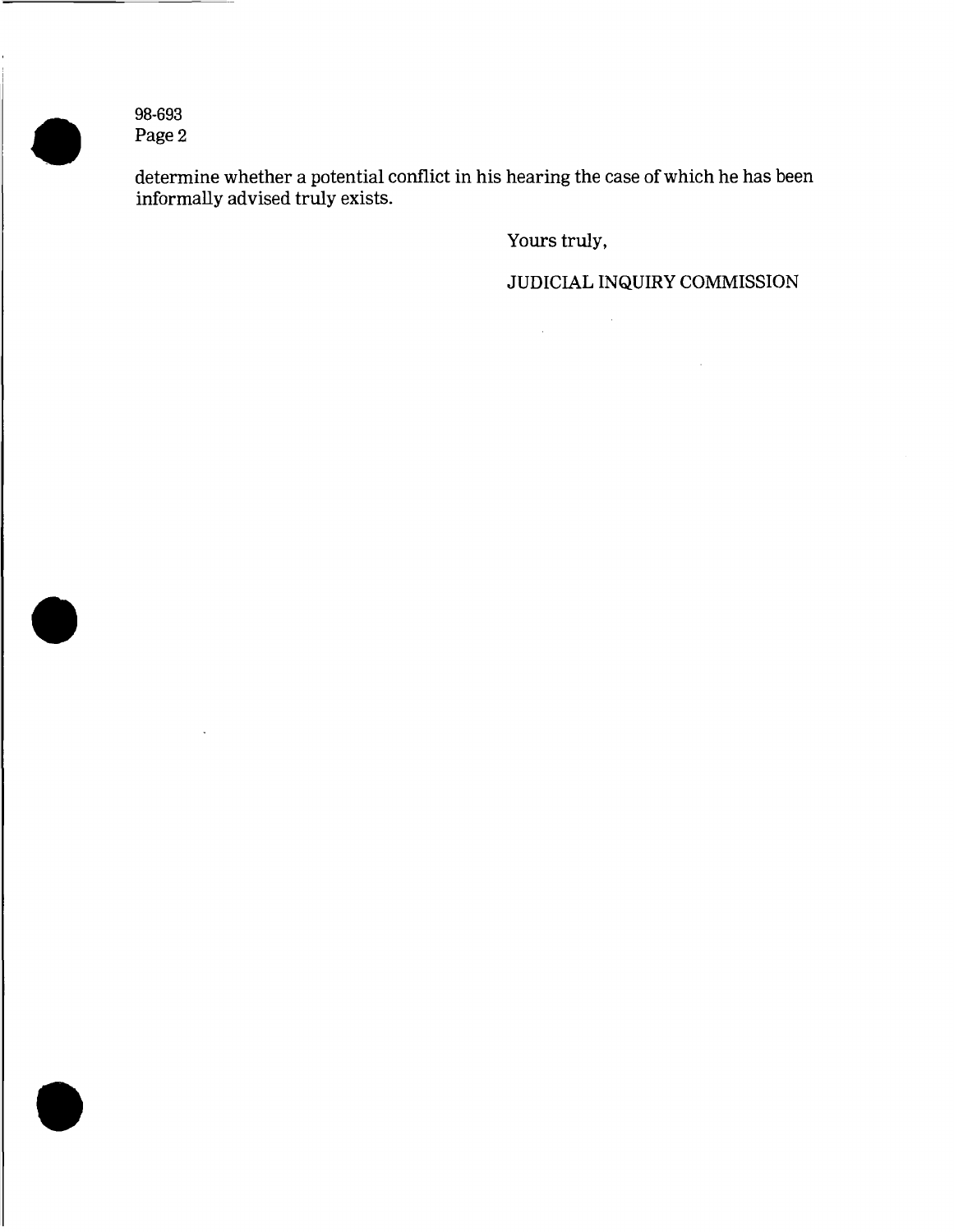determine whether a potential conflict in his hearing the case of which he has been informally advised truly exists.

Yours truly,

JUDICIAL INQUIRY COMMISSION